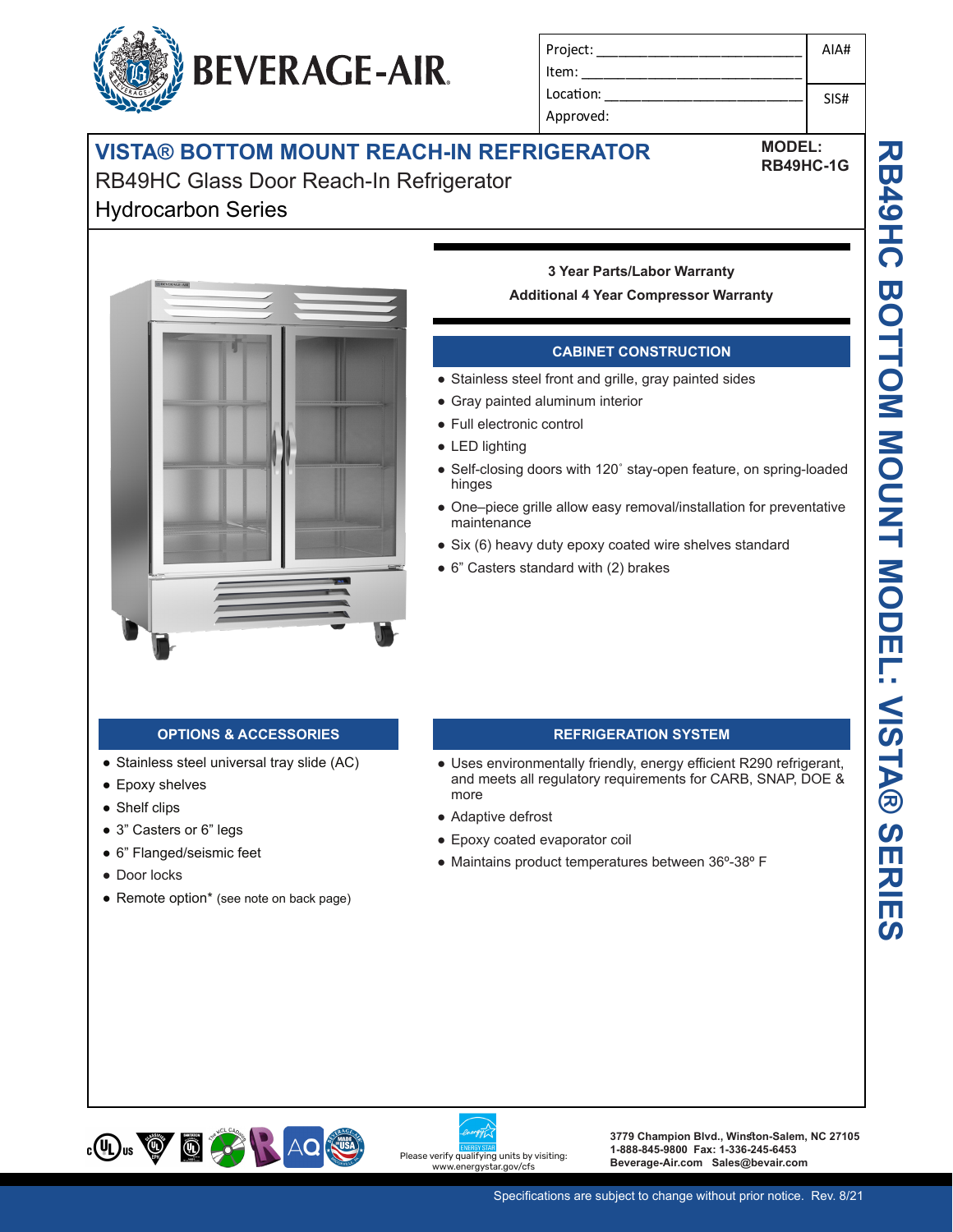# BEVERAGE-AIR

| Project: ______________________ | AIA# |
| --- | --- |
| Item: ______________________ | |
| Location: ______________________ | SIS# |
| Approved: | |

## VISTA® BOTTOM MOUNT REACH-IN REFRIGERATOR

RB49HC Glass Door Reach-In Refrigerator
Hydrocarbon Series

**MODEL:**
**RB49HC-1G**

RB49HC BOTTOM MOUNT MODEL: VISTA® SERIES

**3 Year Parts/Labor Warranty**
**Additional 4 Year Compressor Warranty**

### CABINET CONSTRUCTION

- Stainless steel front and grille, gray painted sides
- Gray painted aluminum interior
- Full electronic control
- LED lighting
- Self-closing doors with 120˚ stay-open feature, on spring-loaded hinges
- One–piece grille allow easy removal/installation for preventative maintenance
- Six (6) heavy duty epoxy coated wire shelves standard
- 6" Casters standard with (2) brakes

### OPTIONS & ACCESSORIES

- Stainless steel universal tray slide (AC)
- Epoxy shelves
- Shelf clips
- 3" Casters or 6" legs
- 6" Flanged/seismic feet
- Door locks
- Remote option* (see note on back page)

### REFRIGERATION SYSTEM

- Uses environmentally friendly, energy efficient R290 refrigerant, and meets all regulatory requirements for CARB, SNAP, DOE & more
- Adaptive defrost
- Epoxy coated evaporator coil
- Maintains product temperatures between 36º-38º F

Please verify qualifying units by visiting: www.energystar.gov/cfs

3779 Champion Blvd., Winston-Salem, NC 27105
1-888-845-9800 Fax: 1-336-245-6453
Beverage-Air.com Sales@bevair.com

Specifications are subject to change without prior notice. Rev. 8/21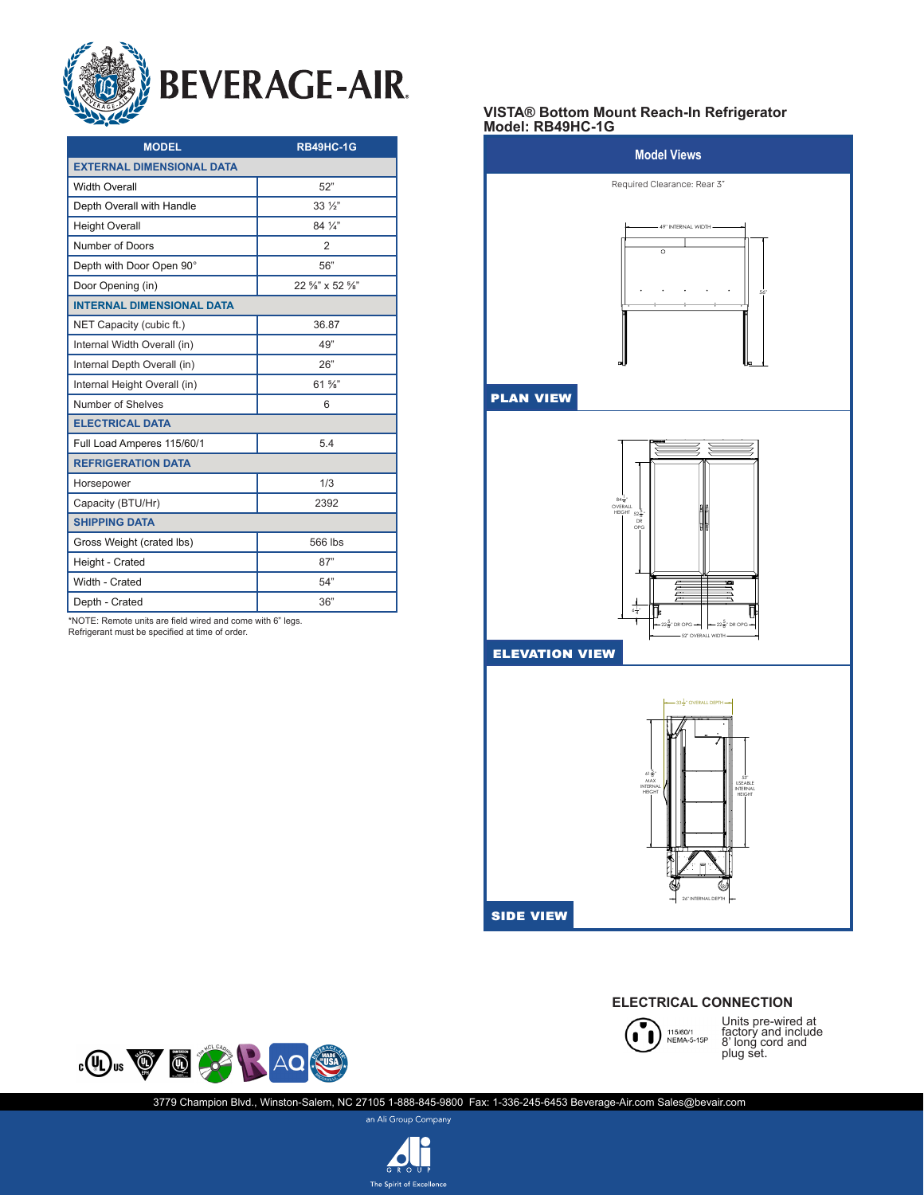# BEVERAGE-AIR

| MODEL | RB49HC-1G |
|---|---|
| **EXTERNAL DIMENSIONAL DATA** | |
| Width Overall | 52" |
| Depth Overall with Handle | 33 ½" |
| Height Overall | 84 ¼" |
| Number of Doors | 2 |
| Depth with Door Open 90° | 56" |
| Door Opening (in) | 22 ⅝" x 52 ⅝" |
| **INTERNAL DIMENSIONAL DATA** | |
| NET Capacity (cubic ft.) | 36.87 |
| Internal Width Overall (in) | 49" |
| Internal Depth Overall (in) | 26" |
| Internal Height Overall (in) | 61 ⅝" |
| Number of Shelves | 6 |
| **ELECTRICAL DATA** | |
| Full Load Amperes 115/60/1 | 5.4 |
| **REFRIGERATION DATA** | |
| Horsepower | 1/3 |
| Capacity (BTU/Hr) | 2392 |
| **SHIPPING DATA** | |
| Gross Weight (crated lbs) | 566 lbs |
| Height - Crated | 87" |
| Width - Crated | 54" |
| Depth - Crated | 36" |

*NOTE: Remote units are field wired and come with 6" legs.
Refrigerant must be specified at time of order.

## VISTA® Bottom Mount Reach-In Refrigerator
## Model: RB49HC-1G

### Model Views

Required Clearance: Rear 3"

49" INTERNAL WIDTH

56"

**PLAN VIEW**

84 ¼" OVERALL HEIGHT

52 ⅝" DR OPG

6 ¼"

22 ⅝" DR OPG

22 ⅝" DR OPG

52" OVERALL WIDTH

**ELEVATION VIEW**

33 ½" OVERALL DEPTH

61 ⅝" MAX INTERNAL HEIGHT

53" USEABLE INTERNAL HEIGHT

26" INTERNAL DEPTH

**SIDE VIEW**

## ELECTRICAL CONNECTION

115/60/1
NEMA-5-15P

Units pre-wired at factory and include 8' long cord and plug set.

3779 Champion Blvd., Winston-Salem, NC 27105 1-888-845-9800 Fax: 1-336-245-6453 Beverage-Air.com Sales@bevair.com

an Ali Group Company

The Spirit of Excellence